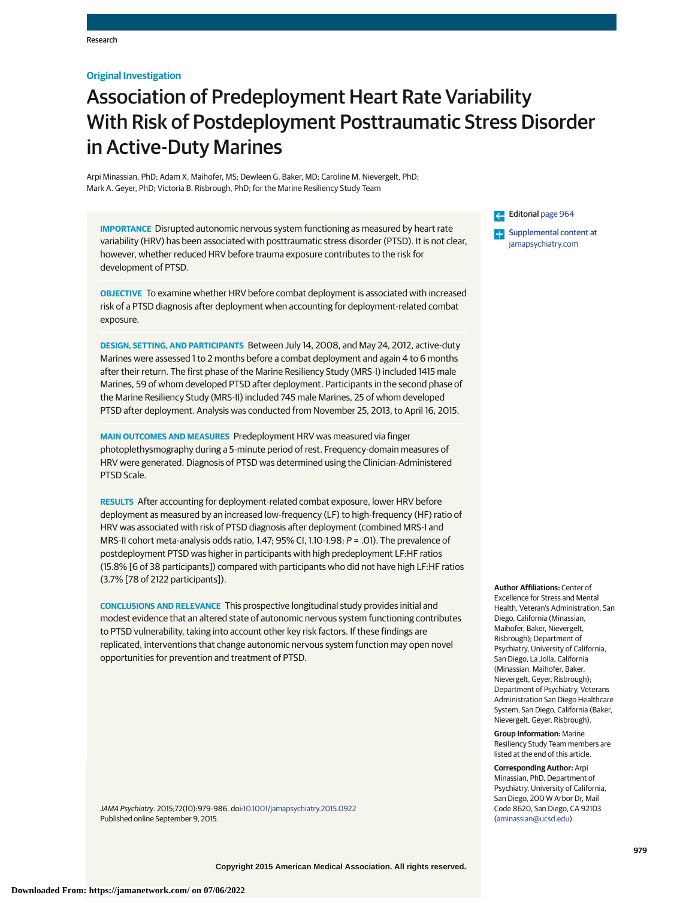Original Investigation

# Association of Predeployment Heart Rate Variability With Risk of Postdeployment Posttraumatic Stress Disorder in Active-Duty Marines

Arpi Minassian, PhD; Adam X. Maihofer, MS; Dewleen G. Baker, MD; Caroline M. Nievergelt, PhD; Mark A. Geyer, PhD; Victoria B. Risbrough, PhD; for the Marine Resiliency Study Team

**IMPORTANCE** Disrupted autonomic nervous system functioning as measured by heart rate variability (HRV) has been associated with posttraumatic stress disorder (PTSD). It is not clear, however, whether reduced HRV before trauma exposure contributes to the risk for development of PTSD.

**OBJECTIVE** To examine whether HRV before combat deployment is associated with increased risk of a PTSD diagnosis after deployment when accounting for deployment-related combat exposure.

**DESIGN, SETTING, AND PARTICIPANTS** Between July 14, 2008, and May 24, 2012, active-duty Marines were assessed 1 to 2 months before a combat deployment and again 4 to 6 months after their return. The first phase of the Marine Resiliency Study (MRS-I) included 1415 male Marines, 59 of whom developed PTSD after deployment. Participants in the second phase of the Marine Resiliency Study (MRS-II) included 745 male Marines, 25 of whom developed PTSD after deployment. Analysis was conducted from November 25, 2013, to April 16, 2015.

**MAIN OUTCOMES AND MEASURES** Predeployment HRV was measured via finger photoplethysmography during a 5-minute period of rest. Frequency-domain measures of HRV were generated. Diagnosis of PTSD was determined using the Clinician-Administered PTSD Scale.

**RESULTS** After accounting for deployment-related combat exposure, lower HRV before deployment as measured by an increased low-frequency (LF) to high-frequency (HF) ratio of HRV was associated with risk of PTSD diagnosis after deployment (combined MRS-I and MRS-II cohort meta-analysis odds ratio, 1.47; 95% CI, 1.10-1.98; $P = .01$). The prevalence of postdeployment PTSD was higher in participants with high predeployment LF:HF ratios (15.8% [6 of 38 participants]) compared with participants who did not have high LF:HF ratios (3.7% [78 of 2122 participants]).

**CONCLUSIONS AND RELEVANCE** This prospective longitudinal study provides initial and modest evidence that an altered state of autonomic nervous system functioning contributes to PTSD vulnerability, taking into account other key risk factors. If these findings are replicated, interventions that change autonomic nervous system function may open novel opportunities for prevention and treatment of PTSD.

*JAMA Psychiatry*. 2015;72(10):979-986. doi:10.1001/jamapsychiatry.2015.0922
Published online September 9, 2015.

Editorial page 964

Supplemental content at jamapsychiatry.com

**Author Affiliations:** Center of Excellence for Stress and Mental Health, Veteran's Administration, San Diego, California (Minassian, Maihofer, Baker, Nievergelt, Risbrough); Department of Psychiatry, University of California, San Diego, La Jolla, California (Minassian, Maihofer, Baker, Nievergelt, Geyer, Risbrough); Department of Psychiatry, Veterans Administration San Diego Healthcare System, San Diego, California (Baker, Nievergelt, Geyer, Risbrough).

**Group Information:** Marine Resiliency Study Team members are listed at the end of this article.

**Corresponding Author:** Arpi Minassian, PhD, Department of Psychiatry, University of California, San Diego, 200 W Arbor Dr, Mail Code 8620, San Diego, CA 92103 (aminassian@ucsd.edu).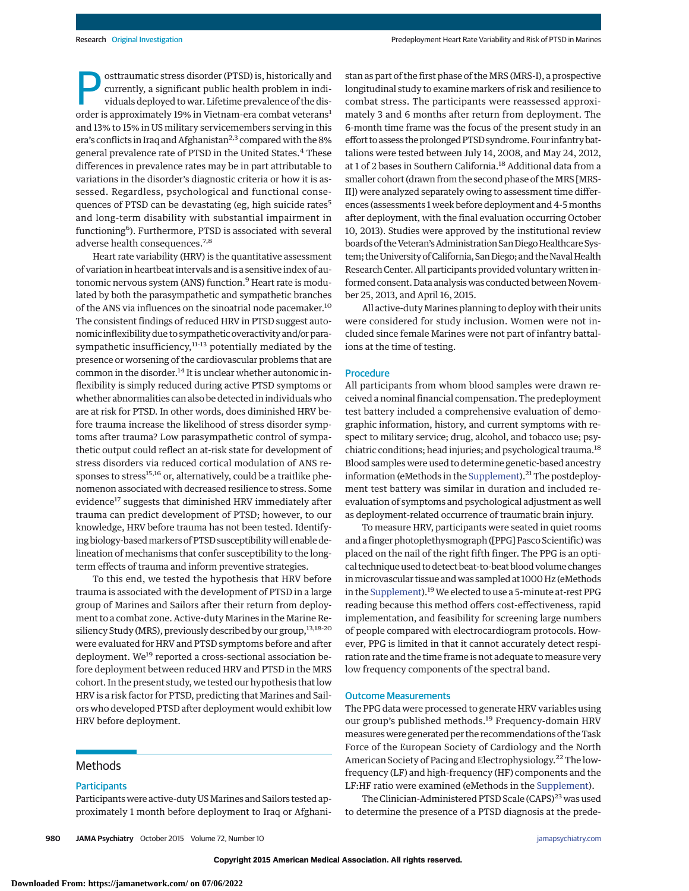Posttraumatic stress disorder (PTSD) is, historically and currently, a significant public health problem in individuals deployed to war. Lifetime prevalence of the disorder is approximately 19% in Vietnam-era combat veterans[1] and 13% to 15% in US military servicemembers serving in this era's conflicts in Iraq and Afghanistan[2,3] compared with the 8% general prevalence rate of PTSD in the United States.[4] These differences in prevalence rates may be in part attributable to variations in the disorder's diagnostic criteria or how it is assessed. Regardless, psychological and functional consequences of PTSD can be devastating (eg, high suicide rates[5] and long-term disability with substantial impairment in functioning[6]). Furthermore, PTSD is associated with several adverse health consequences.[7,8]

Heart rate variability (HRV) is the quantitative assessment of variation in heartbeat intervals and is a sensitive index of autonomic nervous system (ANS) function.[9] Heart rate is modulated by both the parasympathetic and sympathetic branches of the ANS via influences on the sinoatrial node pacemaker.[10] The consistent findings of reduced HRV in PTSD suggest autonomic inflexibility due to sympathetic overactivity and/or parasympathetic insufficiency,[11-13] potentially mediated by the presence or worsening of the cardiovascular problems that are common in the disorder.[14] It is unclear whether autonomic inflexibility is simply reduced during active PTSD symptoms or whether abnormalities can also be detected in individuals who are at risk for PTSD. In other words, does diminished HRV before trauma increase the likelihood of stress disorder symptoms after trauma? Low parasympathetic control of sympathetic output could reflect an at-risk state for development of stress disorders via reduced cortical modulation of ANS responses to stress[15,16] or, alternatively, could be a traitlike phenomenon associated with decreased resilience to stress. Some evidence[17] suggests that diminished HRV immediately after trauma can predict development of PTSD; however, to our knowledge, HRV before trauma has not been tested. Identifying biology-based markers of PTSD susceptibility will enable delineation of mechanisms that confer susceptibility to the long-term effects of trauma and inform preventive strategies.

To this end, we tested the hypothesis that HRV before trauma is associated with the development of PTSD in a large group of Marines and Sailors after their return from deployment to a combat zone. Active-duty Marines in the Marine Resiliency Study (MRS), previously described by our group,[13,18-20] were evaluated for HRV and PTSD symptoms before and after deployment. We[19] reported a cross-sectional association before deployment between reduced HRV and PTSD in the MRS cohort. In the present study, we tested our hypothesis that low HRV is a risk factor for PTSD, predicting that Marines and Sailors who developed PTSD after deployment would exhibit low HRV before deployment.

## Methods

### Participants

Participants were active-duty US Marines and Sailors tested approximately 1 month before deployment to Iraq or Afghanistan as part of the first phase of the MRS (MRS-I), a prospective longitudinal study to examine markers of risk and resilience to combat stress. The participants were reassessed approximately 3 and 6 months after return from deployment. The 6-month time frame was the focus of the present study in an effort to assess the prolonged PTSD syndrome. Four infantry battalions were tested between July 14, 2008, and May 24, 2012, at 1 of 2 bases in Southern California.[18] Additional data from a smaller cohort (drawn from the second phase of the MRS [MRS-II]) were analyzed separately owing to assessment time differences (assessments 1 week before deployment and 4-5 months after deployment, with the final evaluation occurring October 10, 2013). Studies were approved by the institutional review boards of the Veteran's Administration San Diego Healthcare System; the University of California, San Diego; and the Naval Health Research Center. All participants provided voluntary written informed consent. Data analysis was conducted between November 25, 2013, and April 16, 2015.

All active-duty Marines planning to deploy with their units were considered for study inclusion. Women were not included since female Marines were not part of infantry battalions at the time of testing.

### Procedure

All participants from whom blood samples were drawn received a nominal financial compensation. The predeployment test battery included a comprehensive evaluation of demographic information, history, and current symptoms with respect to military service; drug, alcohol, and tobacco use; psychiatric conditions; head injuries; and psychological trauma.[18] Blood samples were used to determine genetic-based ancestry information (eMethods in the Supplement).[21] The postdeployment test battery was similar in duration and included reevaluation of symptoms and psychological adjustment as well as deployment-related occurrence of traumatic brain injury.

To measure HRV, participants were seated in quiet rooms and a finger photoplethysmograph ([PPG] Pasco Scientific) was placed on the nail of the right fifth finger. The PPG is an optical technique used to detect beat-to-beat blood volume changes in microvascular tissue and was sampled at 1000 Hz (eMethods in the Supplement).[19] We elected to use a 5-minute at-rest PPG reading because this method offers cost-effectiveness, rapid implementation, and feasibility for screening large numbers of people compared with electrocardiogram protocols. However, PPG is limited in that it cannot accurately detect respiration rate and the time frame is not adequate to measure very low frequency components of the spectral band.

### Outcome Measurements

The PPG data were processed to generate HRV variables using our group's published methods.[19] Frequency-domain HRV measures were generated per the recommendations of the Task Force of the European Society of Cardiology and the North American Society of Pacing and Electrophysiology.[22] The low-frequency (LF) and high-frequency (HF) components and the LF:HF ratio were examined (eMethods in the Supplement).

The Clinician-Administered PTSD Scale (CAPS)[23] was used to determine the presence of a PTSD diagnosis at the prede-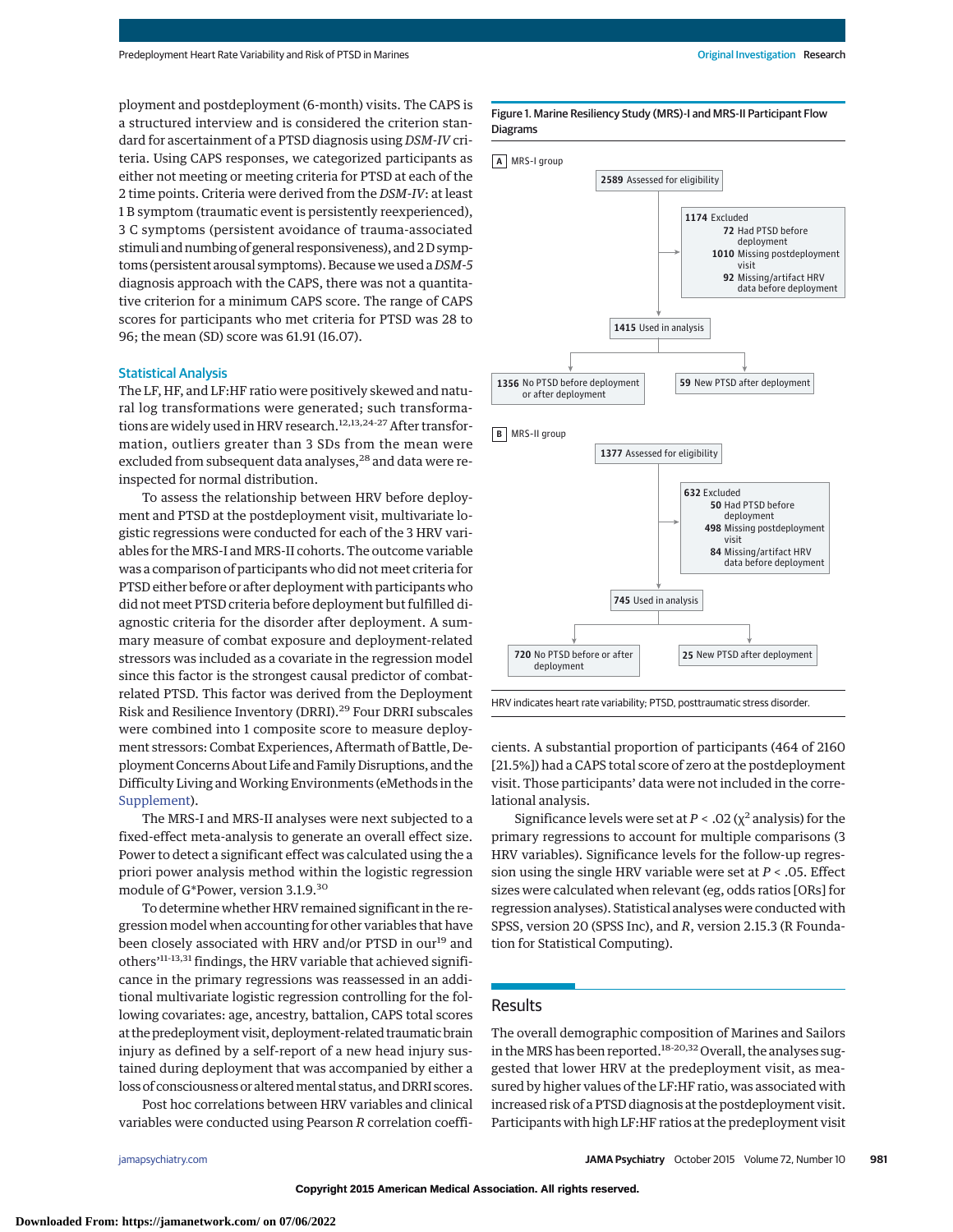ployment and postdeployment (6-month) visits. The CAPS is a structured interview and is considered the criterion standard for ascertainment of a PTSD diagnosis using *DSM-IV* criteria. Using CAPS responses, we categorized participants as either not meeting or meeting criteria for PTSD at each of the 2 time points. Criteria were derived from the *DSM-IV*: at least 1 B symptom (traumatic event is persistently reexperienced), 3 C symptoms (persistent avoidance of trauma-associated stimuli and numbing of general responsiveness), and 2 D symptoms (persistent arousal symptoms). Because we used a *DSM-5* diagnosis approach with the CAPS, there was not a quantitative criterion for a minimum CAPS score. The range of CAPS scores for participants who met criteria for PTSD was 28 to 96; the mean (SD) score was 61.91 (16.07).

### Statistical Analysis

The LF, HF, and LF:HF ratio were positively skewed and natural log transformations were generated; such transformations are widely used in HRV research.[12,13,24-27] After transformation, outliers greater than 3 SDs from the mean were excluded from subsequent data analyses,[28] and data were reinspected for normal distribution.

To assess the relationship between HRV before deployment and PTSD at the postdeployment visit, multivariate logistic regressions were conducted for each of the 3 HRV variables for the MRS-I and MRS-II cohorts. The outcome variable was a comparison of participants who did not meet criteria for PTSD either before or after deployment with participants who did not meet PTSD criteria before deployment but fulfilled diagnostic criteria for the disorder after deployment. A summary measure of combat exposure and deployment-related stressors was included as a covariate in the regression model since this factor is the strongest causal predictor of combat-related PTSD. This factor was derived from the Deployment Risk and Resilience Inventory (DRRI).[29] Four DRRI subscales were combined into 1 composite score to measure deployment stressors: Combat Experiences, Aftermath of Battle, Deployment Concerns About Life and Family Disruptions, and the Difficulty Living and Working Environments (eMethods in the Supplement).

The MRS-I and MRS-II analyses were next subjected to a fixed-effect meta-analysis to generate an overall effect size. Power to detect a significant effect was calculated using the a priori power analysis method within the logistic regression module of G*Power, version 3.1.9.[30]

To determine whether HRV remained significant in the regression model when accounting for other variables that have been closely associated with HRV and/or PTSD in our[19] and others'[11-13,31] findings, the HRV variable that achieved significance in the primary regressions was reassessed in an additional multivariate logistic regression controlling for the following covariates: age, ancestry, battalion, CAPS total scores at the predeployment visit, deployment-related traumatic brain injury as defined by a self-report of a new head injury sustained during deployment that was accompanied by either a loss of consciousness or altered mental status, and DRRI scores.

Post hoc correlations between HRV variables and clinical variables were conducted using Pearson *R* correlation coefficients. A substantial proportion of participants (464 of 2160 [21.5%]) had a CAPS total score of zero at the postdeployment visit. Those participants' data were not included in the correlational analysis.

Significance levels were set at $P < .02$ ($\chi^2$ analysis) for the primary regressions to account for multiple comparisons (3 HRV variables). Significance levels for the follow-up regression using the single HRV variable were set at $P < .05$. Effect sizes were calculated when relevant (eg, odds ratios [ORs] for regression analyses). Statistical analyses were conducted with SPSS, version 20 (SPSS Inc), and *R*, version 2.15.3 (R Foundation for Statistical Computing).

**Figure 1. Marine Resiliency Study (MRS)-I and MRS-II Participant Flow Diagrams**

**A** MRS-I group

- **2589** Assessed for eligibility
- **1174** Excluded
  - **72** Had PTSD before deployment
  - **1010** Missing postdeployment visit
  - **92** Missing/artifact HRV data before deployment
- **1415** Used in analysis
  - **1356** No PTSD before deployment or after deployment
  - **59** New PTSD after deployment

**B** MRS-II group

- **1377** Assessed for eligibility
- **632** Excluded
  - **50** Had PTSD before deployment
  - **498** Missing postdeployment visit
  - **84** Missing/artifact HRV data before deployment
- **745** Used in analysis
  - **720** No PTSD before or after deployment
  - **25** New PTSD after deployment

HRV indicates heart rate variability; PTSD, posttraumatic stress disorder.

## Results

The overall demographic composition of Marines and Sailors in the MRS has been reported.[18-20,32] Overall, the analyses suggested that lower HRV at the predeployment visit, as measured by higher values of the LF:HF ratio, was associated with increased risk of a PTSD diagnosis at the postdeployment visit. Participants with high LF:HF ratios at the predeployment visit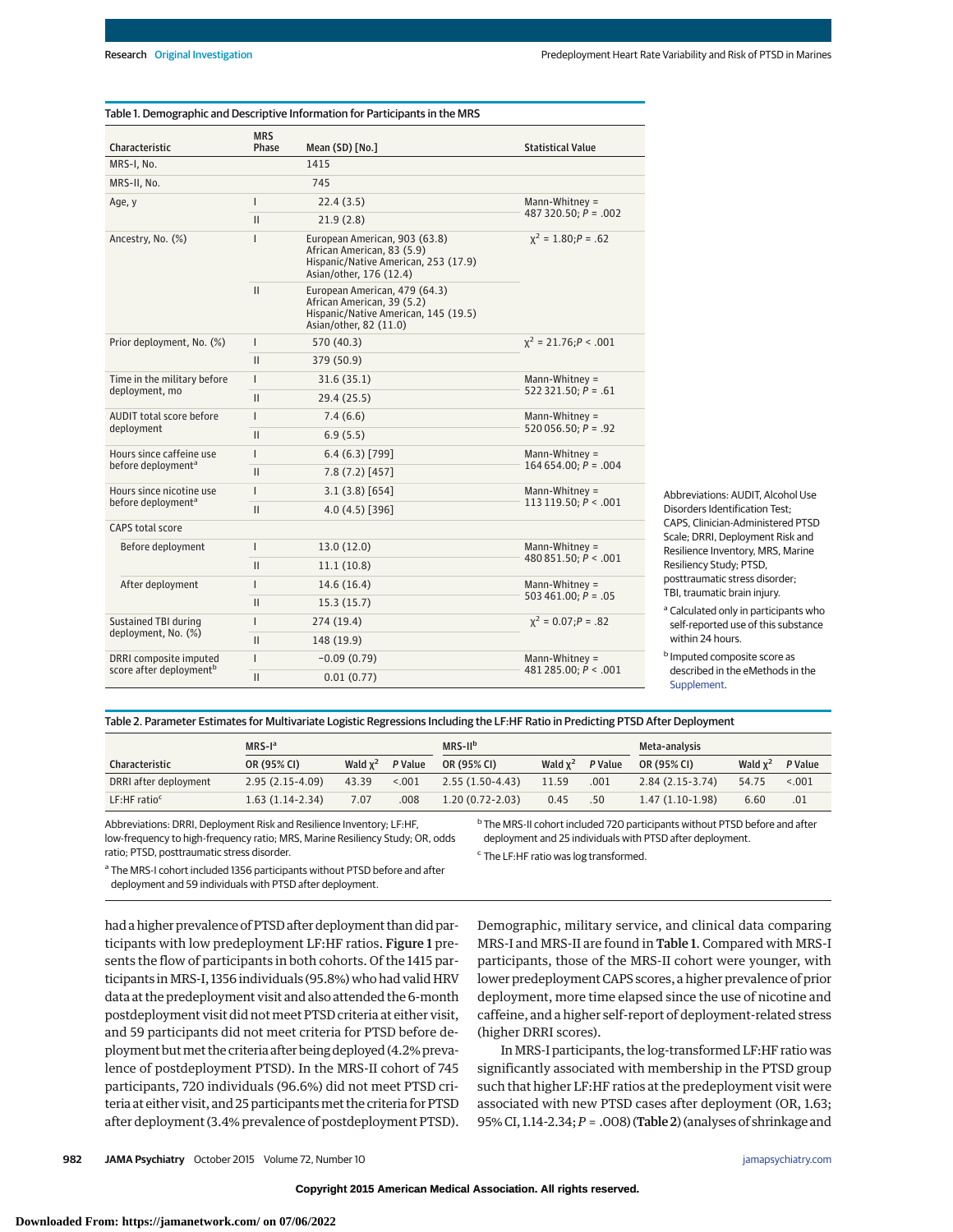Table 1. Demographic and Descriptive Information for Participants in the MRS

| Characteristic | MRS Phase | Mean (SD) [No.] | Statistical Value |
|---|---|---|---|
| MRS-I, No. | | 1415 | |
| MRS-II, No. | | 745 | |
| Age, y | I | 22.4 (3.5) | Mann-Whitney = 487 320.50; $P$ = .002 |
| | II | 21.9 (2.8) | |
| Ancestry, No. (%) | I | European American, 903 (63.8) African American, 83 (5.9) Hispanic/Native American, 253 (17.9) Asian/other, 176 (12.4) | $\chi^2$ = 1.80; $P$ = .62 |
| | II | European American, 479 (64.3) African American, 39 (5.2) Hispanic/Native American, 145 (19.5) Asian/other, 82 (11.0) | |
| Prior deployment, No. (%) | I | 570 (40.3) | $\chi^2$ = 21.76; $P$ < .001 |
| | II | 379 (50.9) | |
| Time in the military before deployment, mo | I | 31.6 (35.1) | Mann-Whitney = 522 321.50; $P$ = .61 |
| | II | 29.4 (25.5) | |
| AUDIT total score before deployment | I | 7.4 (6.6) | Mann-Whitney = 520 056.50; $P$ = .92 |
| | II | 6.9 (5.5) | |
| Hours since caffeine use before deployment[a] | I | 6.4 (6.3) [799] | Mann-Whitney = 164 654.00; $P$ = .004 |
| | II | 7.8 (7.2) [457] | |
| Hours since nicotine use before deployment[a] | I | 3.1 (3.8) [654] | Mann-Whitney = 113 119.50; $P$ < .001 |
| | II | 4.0 (4.5) [396] | |
| CAPS total score | | | |
| Before deployment | I | 13.0 (12.0) | Mann-Whitney = 480 851.50; $P$ < .001 |
| | II | 11.1 (10.8) | |
| After deployment | I | 14.6 (16.4) | Mann-Whitney = 503 461.00; $P$ = .05 |
| | II | 15.3 (15.7) | |
| Sustained TBI during deployment, No. (%) | I | 274 (19.4) | $\chi^2$ = 0.07; $P$ = .82 |
| | II | 148 (19.9) | |
| DRRI composite imputed score after deployment[b] | I | −0.09 (0.79) | Mann-Whitney = 481 285.00; $P$ < .001 |
| | II | 0.01 (0.77) | |

Abbreviations: AUDIT, Alcohol Use Disorders Identification Test; CAPS, Clinician-Administered PTSD Scale; DRRI, Deployment Risk and Resilience Inventory; MRS, Marine Resiliency Study; PTSD, posttraumatic stress disorder; TBI, traumatic brain injury.

[a] Calculated only in participants who self-reported use of this substance within 24 hours.

[b] Imputed composite score as described in the eMethods in the Supplement.

Table 2. Parameter Estimates for Multivariate Logistic Regressions Including the LF:HF Ratio in Predicting PTSD After Deployment

| | MRS-I[a] | | | MRS-II[b] | | | Meta-analysis | | |
|---|---|---|---|---|---|---|---|---|---|
| Characteristic | OR (95% CI) | Wald $\chi^2$ | $P$ Value | OR (95% CI) | Wald $\chi^2$ | $P$ Value | OR (95% CI) | Wald $\chi^2$ | $P$ Value |
| DRRI after deployment | 2.95 (2.15-4.09) | 43.39 | <.001 | 2.55 (1.50-4.43) | 11.59 | .001 | 2.84 (2.15-3.74) | 54.75 | <.001 |
| LF:HF ratio[c] | 1.63 (1.14-2.34) | 7.07 | .008 | 1.20 (0.72-2.03) | 0.45 | .50 | 1.47 (1.10-1.98) | 6.60 | .01 |

Abbreviations: DRRI, Deployment Risk and Resilience Inventory; LF:HF, low-frequency to high-frequency ratio; MRS, Marine Resiliency Study; OR, odds ratio; PTSD, posttraumatic stress disorder.

[a] The MRS-I cohort included 1356 participants without PTSD before and after deployment and 59 individuals with PTSD after deployment.

[b] The MRS-II cohort included 720 participants without PTSD before and after deployment and 25 individuals with PTSD after deployment.

[c] The LF:HF ratio was log transformed.

had a higher prevalence of PTSD after deployment than did participants with low predeployment LF:HF ratios. **Figure 1** presents the flow of participants in both cohorts. Of the 1415 participants in MRS-I, 1356 individuals (95.8%) who had valid HRV data at the predeployment visit and also attended the 6-month postdeployment visit did not meet PTSD criteria at either visit, and 59 participants did not meet criteria for PTSD before deployment but met the criteria after being deployed (4.2% prevalence of postdeployment PTSD). In the MRS-II cohort of 745 participants, 720 individuals (96.6%) did not meet PTSD criteria at either visit, and 25 participants met the criteria for PTSD after deployment (3.4% prevalence of postdeployment PTSD).

Demographic, military service, and clinical data comparing MRS-I and MRS-II are found in **Table 1**. Compared with MRS-I participants, those of the MRS-II cohort were younger, with lower predeployment CAPS scores, a higher prevalence of prior deployment, more time elapsed since the use of nicotine and caffeine, and a higher self-report of deployment-related stress (higher DRRI scores).

In MRS-I participants, the log-transformed LF:HF ratio was significantly associated with membership in the PTSD group such that higher LF:HF ratios at the predeployment visit were associated with new PTSD cases after deployment (OR, 1.63; 95% CI, 1.14-2.34; $P$ = .008) (**Table 2**) (analyses of shrinkage and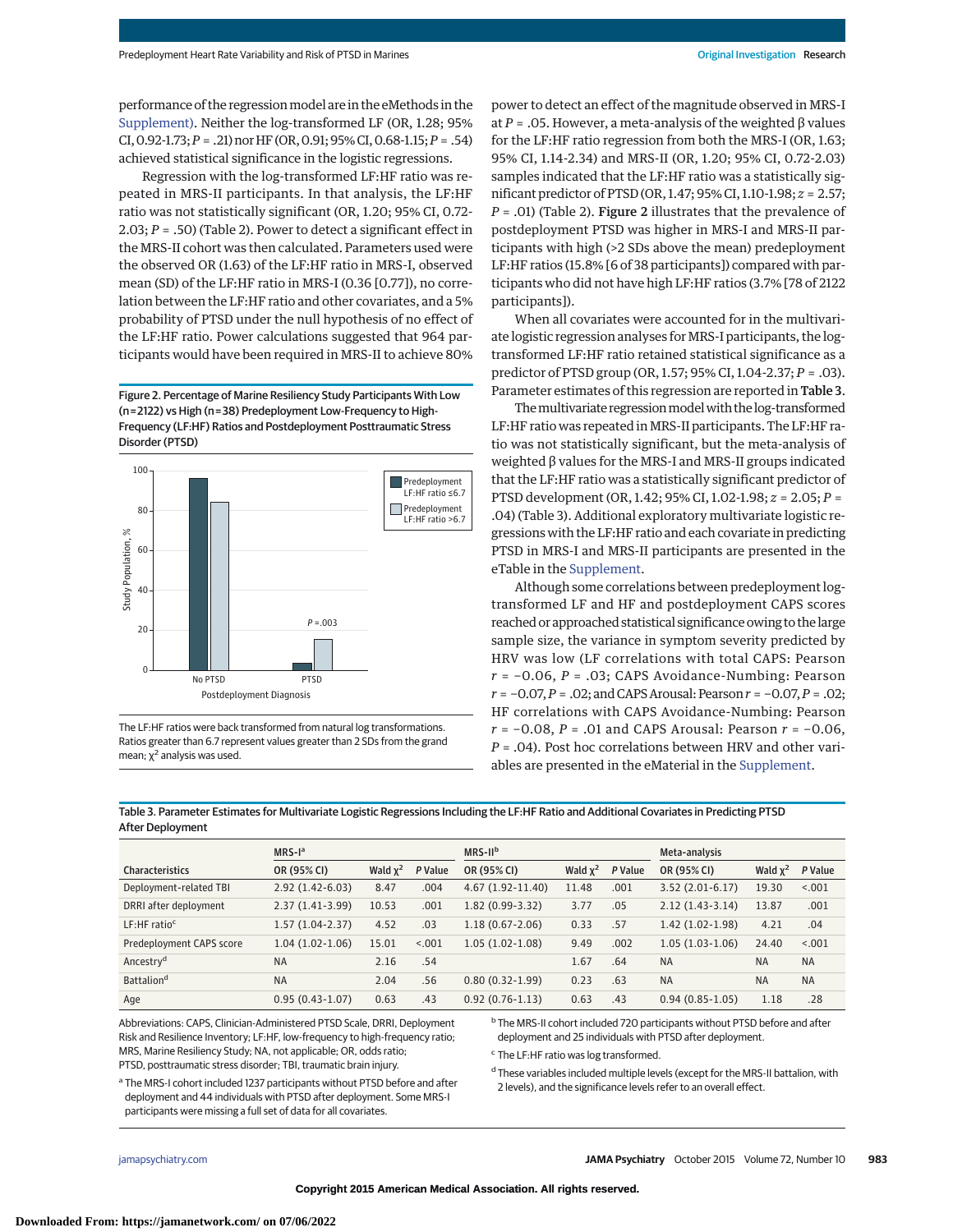performance of the regression model are in the eMethods in the Supplement). Neither the log-transformed LF (OR, 1.28; 95% CI, 0.92-1.73; $P$ = .21) nor HF (OR, 0.91; 95% CI, 0.68-1.15; $P$ = .54) achieved statistical significance in the logistic regressions.

Regression with the log-transformed LF:HF ratio was repeated in MRS-II participants. In that analysis, the LF:HF ratio was not statistically significant (OR, 1.20; 95% CI, 0.72-2.03; $P$ = .50) (Table 2). Power to detect a significant effect in the MRS-II cohort was then calculated. Parameters used were the observed OR (1.63) of the LF:HF ratio in MRS-I, observed mean (SD) of the LF:HF ratio in MRS-I (0.36 [0.77]), no correlation between the LF:HF ratio and other covariates, and a 5% probability of PTSD under the null hypothesis of no effect of the LF:HF ratio. Power calculations suggested that 964 participants would have been required in MRS-II to achieve 80% power to detect an effect of the magnitude observed in MRS-I at $P$ = .05. However, a meta-analysis of the weighted β values for the LF:HF ratio regression from both the MRS-I (OR, 1.63; 95% CI, 1.14-2.34) and MRS-II (OR, 1.20; 95% CI, 0.72-2.03) samples indicated that the LF:HF ratio was a statistically significant predictor of PTSD (OR, 1.47; 95% CI, 1.10-1.98; $z$ = 2.57; $P$ = .01) (Table 2). **Figure 2** illustrates that the prevalence of postdeployment PTSD was higher in MRS-I and MRS-II participants with high (>2 SDs above the mean) predeployment LF:HF ratios (15.8% [6 of 38 participants]) compared with participants who did not have high LF:HF ratios (3.7% [78 of 2122 participants]).

When all covariates were accounted for in the multivariate logistic regression analyses for MRS-I participants, the log-transformed LF:HF ratio retained statistical significance as a predictor of PTSD group (OR, 1.57; 95% CI, 1.04-2.37; $P$ = .03). Parameter estimates of this regression are reported in **Table 3**.

The multivariate regression model with the log-transformed LF:HF ratio was repeated in MRS-II participants. The LF:HF ratio was not statistically significant, but the meta-analysis of weighted β values for the MRS-I and MRS-II groups indicated that the LF:HF ratio was a statistically significant predictor of PTSD development (OR, 1.42; 95% CI, 1.02-1.98; $z$ = 2.05; $P$ = .04) (Table 3). Additional exploratory multivariate logistic regressions with the LF:HF ratio and each covariate in predicting PTSD in MRS-I and MRS-II participants are presented in the eTable in the Supplement.

Although some correlations between predeployment log-transformed LF and HF and postdeployment CAPS scores reached or approached statistical significance owing to the large sample size, the variance in symptom severity predicted by HRV was low (LF correlations with total CAPS: Pearson $r$ = −0.06, $P$ = .03; CAPS Avoidance-Numbing: Pearson $r$ = −0.07, $P$ = .02; and CAPS Arousal: Pearson $r$ = −0.07, $P$ = .02; HF correlations with CAPS Avoidance-Numbing: Pearson $r$ = −0.08, $P$ = .01 and CAPS Arousal: Pearson $r$ = −0.06, $P$ = .04). Post hoc correlations between HRV and other variables are presented in the eMaterial in the Supplement.

Figure 2. Percentage of Marine Resiliency Study Participants With Low (n=2122) vs High (n=38) Predeployment Low-Frequency to High-Frequency (LF:HF) Ratios and Postdeployment Posttraumatic Stress Disorder (PTSD)

The LF:HF ratios were back transformed from natural log transformations. Ratios greater than 6.7 represent values greater than 2 SDs from the grand mean; $\chi^2$ analysis was used.

Table 3. Parameter Estimates for Multivariate Logistic Regressions Including the LF:HF Ratio and Additional Covariates in Predicting PTSD After Deployment

| Characteristics | MRS-I[a] | | | MRS-II[b] | | | Meta-analysis | | |
|---|---|---|---|---|---|---|---|---|---|
| | OR (95% CI) | Wald $\chi^2$ | P Value | OR (95% CI) | Wald $\chi^2$ | P Value | OR (95% CI) | Wald $\chi^2$ | P Value |
| Deployment-related TBI | 2.92 (1.42-6.03) | 8.47 | .004 | 4.67 (1.92-11.40) | 11.48 | .001 | 3.52 (2.01-6.17) | 19.30 | <.001 |
| DRRI after deployment | 2.37 (1.41-3.99) | 10.53 | .001 | 1.82 (0.99-3.32) | 3.77 | .05 | 2.12 (1.43-3.14) | 13.87 | .001 |
| LF:HF ratio[c] | 1.57 (1.04-2.37) | 4.52 | .03 | 1.18 (0.67-2.06) | 0.33 | .57 | 1.42 (1.02-1.98) | 4.21 | .04 |
| Predeployment CAPS score | 1.04 (1.02-1.06) | 15.01 | <.001 | 1.05 (1.02-1.08) | 9.49 | .002 | 1.05 (1.03-1.06) | 24.40 | <.001 |
| Ancestry[d] | NA | 2.16 | .54 | | 1.67 | .64 | NA | NA | NA |
| Battalion[d] | NA | 2.04 | .56 | 0.80 (0.32-1.99) | 0.23 | .63 | NA | NA | NA |
| Age | 0.95 (0.43-1.07) | 0.63 | .43 | 0.92 (0.76-1.13) | 0.63 | .43 | 0.94 (0.85-1.05) | 1.18 | .28 |

Abbreviations: CAPS, Clinician-Administered PTSD Scale; DRRI, Deployment Risk and Resilience Inventory; LF:HF, low-frequency to high-frequency ratio; MRS, Marine Resiliency Study; NA, not applicable; OR, odds ratio; PTSD, posttraumatic stress disorder; TBI, traumatic brain injury.

[a] The MRS-I cohort included 1237 participants without PTSD before and after deployment and 44 individuals with PTSD after deployment. Some MRS-I participants were missing a full set of data for all covariates.

[b] The MRS-II cohort included 720 participants without PTSD before and after deployment and 25 individuals with PTSD after deployment.

[c] The LF:HF ratio was log transformed.

[d] These variables included multiple levels (except for the MRS-II battalion, with 2 levels), and the significance levels refer to an overall effect.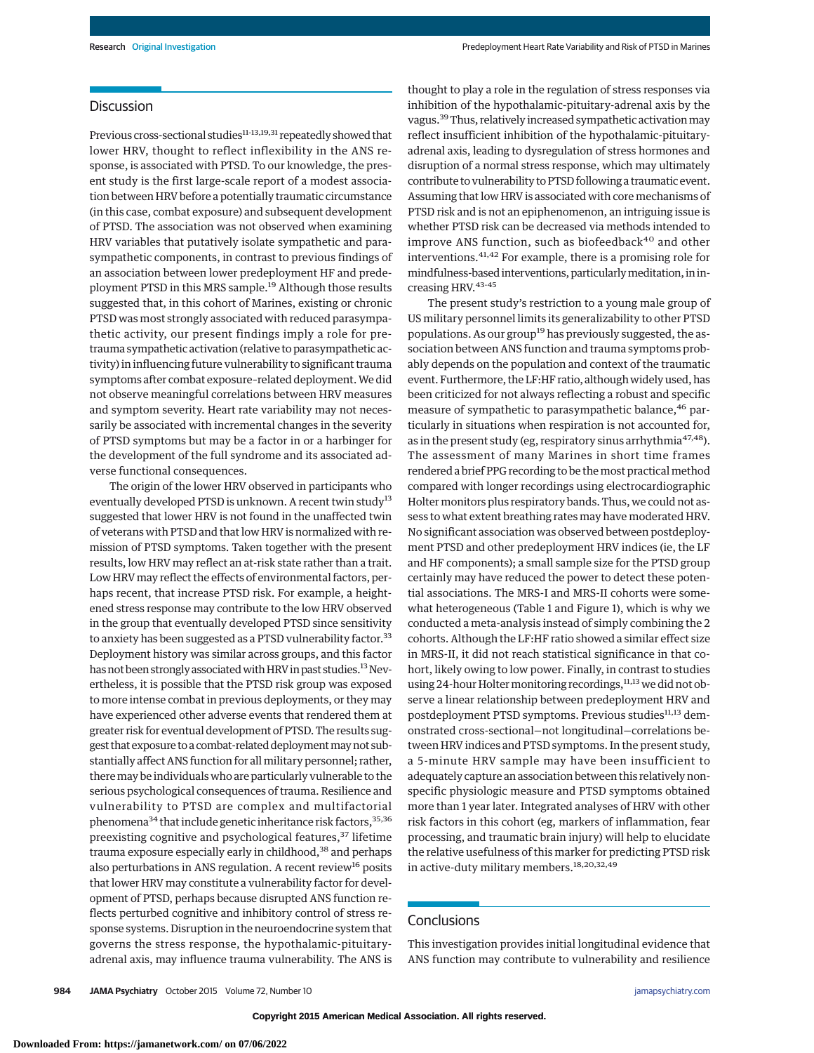## Discussion

Previous cross-sectional studies[11-13,19,31] repeatedly showed that lower HRV, thought to reflect inflexibility in the ANS response, is associated with PTSD. To our knowledge, the present study is the first large-scale report of a modest association between HRV before a potentially traumatic circumstance (in this case, combat exposure) and subsequent development of PTSD. The association was not observed when examining HRV variables that putatively isolate sympathetic and parasympathetic components, in contrast to previous findings of an association between lower predeployment HF and predeployment PTSD in this MRS sample.[19] Although those results suggested that, in this cohort of Marines, existing or chronic PTSD was most strongly associated with reduced parasympathetic activity, our present findings imply a role for pretrauma sympathetic activation (relative to parasympathetic activity) in influencing future vulnerability to significant trauma symptoms after combat exposure–related deployment. We did not observe meaningful correlations between HRV measures and symptom severity. Heart rate variability may not necessarily be associated with incremental changes in the severity of PTSD symptoms but may be a factor in or a harbinger for the development of the full syndrome and its associated adverse functional consequences.

The origin of the lower HRV observed in participants who eventually developed PTSD is unknown. A recent twin study[13] suggested that lower HRV is not found in the unaffected twin of veterans with PTSD and that low HRV is normalized with remission of PTSD symptoms. Taken together with the present results, low HRV may reflect an at-risk state rather than a trait. Low HRV may reflect the effects of environmental factors, perhaps recent, that increase PTSD risk. For example, a heightened stress response may contribute to the low HRV observed in the group that eventually developed PTSD since sensitivity to anxiety has been suggested as a PTSD vulnerability factor.[33] Deployment history was similar across groups, and this factor has not been strongly associated with HRV in past studies.[13] Nevertheless, it is possible that the PTSD risk group was exposed to more intense combat in previous deployments, or they may have experienced other adverse events that rendered them at greater risk for eventual development of PTSD. The results suggest that exposure to a combat-related deployment may not substantially affect ANS function for all military personnel; rather, there may be individuals who are particularly vulnerable to the serious psychological consequences of trauma. Resilience and vulnerability to PTSD are complex and multifactorial phenomena[34] that include genetic inheritance risk factors,[35,36] preexisting cognitive and psychological features,[37] lifetime trauma exposure especially early in childhood,[38] and perhaps also perturbations in ANS regulation. A recent review[16] posits that lower HRV may constitute a vulnerability factor for development of PTSD, perhaps because disrupted ANS function reflects perturbed cognitive and inhibitory control of stress response systems. Disruption in the neuroendocrine system that governs the stress response, the hypothalamic-pituitary-adrenal axis, may influence trauma vulnerability. The ANS is thought to play a role in the regulation of stress responses via inhibition of the hypothalamic-pituitary-adrenal axis by the vagus.[39] Thus, relatively increased sympathetic activation may reflect insufficient inhibition of the hypothalamic-pituitary-adrenal axis, leading to dysregulation of stress hormones and disruption of a normal stress response, which may ultimately contribute to vulnerability to PTSD following a traumatic event. Assuming that low HRV is associated with core mechanisms of PTSD risk and is not an epiphenomenon, an intriguing issue is whether PTSD risk can be decreased via methods intended to improve ANS function, such as biofeedback[40] and other interventions.[41,42] For example, there is a promising role for mindfulness-based interventions, particularly meditation, in increasing HRV.[43-45]

The present study's restriction to a young male group of US military personnel limits its generalizability to other PTSD populations. As our group[19] has previously suggested, the association between ANS function and trauma symptoms probably depends on the population and context of the traumatic event. Furthermore, the LF:HF ratio, although widely used, has been criticized for not always reflecting a robust and specific measure of sympathetic to parasympathetic balance,[46] particularly in situations when respiration is not accounted for, as in the present study (eg, respiratory sinus arrhythmia[47,48]). The assessment of many Marines in short time frames rendered a brief PPG recording to be the most practical method compared with longer recordings using electrocardiographic Holter monitors plus respiratory bands. Thus, we could not assess to what extent breathing rates may have moderated HRV. No significant association was observed between postdeployment PTSD and other predeployment HRV indices (ie, the LF and HF components); a small sample size for the PTSD group certainly may have reduced the power to detect these potential associations. The MRS-I and MRS-II cohorts were somewhat heterogeneous (Table 1 and Figure 1), which is why we conducted a meta-analysis instead of simply combining the 2 cohorts. Although the LF:HF ratio showed a similar effect size in MRS-II, it did not reach statistical significance in that cohort, likely owing to low power. Finally, in contrast to studies using 24-hour Holter monitoring recordings,[11,13] we did not observe a linear relationship between predeployment HRV and postdeployment PTSD symptoms. Previous studies[11,13] demonstrated cross-sectional—not longitudinal—correlations between HRV indices and PTSD symptoms. In the present study, a 5-minute HRV sample may have been insufficient to adequately capture an association between this relatively nonspecific physiologic measure and PTSD symptoms obtained more than 1 year later. Integrated analyses of HRV with other risk factors in this cohort (eg, markers of inflammation, fear processing, and traumatic brain injury) will help to elucidate the relative usefulness of this marker for predicting PTSD risk in active-duty military members.[18,20,32,49]

## Conclusions

This investigation provides initial longitudinal evidence that ANS function may contribute to vulnerability and resilience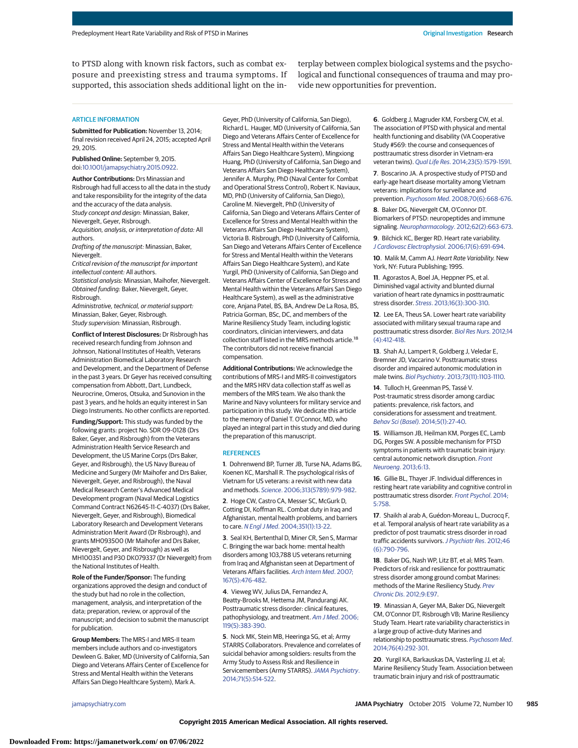to PTSD along with known risk factors, such as combat exposure and preexisting stress and trauma symptoms. If supported, this association sheds additional light on the interplay between complex biological systems and the psychological and functional consequences of trauma and may provide new opportunities for prevention.

## ARTICLE INFORMATION

**Submitted for Publication:** November 13, 2014; final revision received April 24, 2015; accepted April 29, 2015.

**Published Online:** September 9, 2015. doi:10.1001/jamapsychiatry.2015.0922.

**Author Contributions:** Drs Minassian and Risbrough had full access to all the data in the study and take responsibility for the integrity of the data and the accuracy of the data analysis.

*Study concept and design:* Minassian, Baker, Nievergelt, Geyer, Risbrough.

*Acquisition, analysis, or interpretation of data:* All authors.

*Drafting of the manuscript:* Minassian, Baker, Nievergelt.

*Critical revision of the manuscript for important intellectual content:* All authors.

*Statistical analysis:* Minassian, Maihofer, Nievergelt.

*Obtained funding:* Baker, Nievergelt, Geyer, Risbrough.

*Administrative, technical, or material support:* Minassian, Baker, Geyer, Risbrough.

*Study supervision:* Minassian, Risbrough.

**Conflict of Interest Disclosures:** Dr Risbrough has received research funding from Johnson and Johnson, National Institutes of Health, Veterans Administration Biomedical Laboratory Research and Development, and the Department of Defense in the past 3 years. Dr Geyer has received consulting compensation from Abbott, Dart, Lundbeck, Neurocrine, Omeros, Otsuka, and Sunovion in the past 3 years, and he holds an equity interest in San Diego Instruments. No other conflicts are reported.

**Funding/Support:** This study was funded by the following grants: project No. SDR 09-0128 (Drs Baker, Geyer, and Risbrough) from the Veterans Administration Health Service Research and Development, the US Marine Corps (Drs Baker, Geyer, and Risbrough), the US Navy Bureau of Medicine and Surgery (Mr Maihofer and Drs Baker, Nievergelt, Geyer, and Risbrough), the Naval Medical Research Center's Advanced Medical Development program (Naval Medical Logistics Command Contract N62645-11-C-4037) (Drs Baker, Nievergelt, Geyer, and Risbrough), Biomedical Laboratory Research and Development Veterans Administration Merit Award (Dr Risbrough), and grants MH093500 (Mr Maihofer and Drs Baker, Nievergelt, Geyer, and Risbrough) as well as MH100351 and P30 DK079337 (Dr Nievergelt) from the National Institutes of Health.

**Role of the Funder/Sponsor:** The funding organizations approved the design and conduct of the study but had no role in the collection, management, analysis, and interpretation of the data; preparation, review, or approval of the manuscript; and decision to submit the manuscript for publication.

**Group Members:** The MRS-I and MRS-II team members include authors and co-investigators Dewleen G. Baker, MD (University of California, San Diego and Veterans Affairs Center of Excellence for Stress and Mental Health within the Veterans Affairs San Diego Healthcare System), Mark A. Geyer, PhD (University of California, San Diego), Richard L. Hauger, MD (University of California, San Diego and Veterans Affairs Center of Excellence for Stress and Mental Health within the Veterans Affairs San Diego Healthcare System), Mingxiong Huang, PhD (University of California, San Diego and Veterans Affairs San Diego Healthcare System), Jennifer A. Murphy, PhD (Naval Center for Combat and Operational Stress Control), Robert K. Naviaux, MD, PhD (University of California, San Diego), Caroline M. Nievergelt, PhD (University of California, San Diego and Veterans Affairs Center of Excellence for Stress and Mental Health within the Veterans Affairs San Diego Healthcare System), Victoria B. Risbrough, PhD (University of California, San Diego and Veterans Affairs Center of Excellence for Stress and Mental Health within the Veterans Affairs San Diego Healthcare System), and Kate Yurgil, PhD (University of California, San Diego and Veterans Affairs Center of Excellence for Stress and Mental Health within the Veterans Affairs San Diego Healthcare System), as well as the administrative core, Anjana Patel, BS, BA, Andrew De La Rosa, BS, Patricia Gorman, BSc, DC, and members of the Marine Resiliency Study Team, including logistic coordinators, clinician interviewers, and data collection staff listed in the MRS methods article.[18] The contributors did not receive financial compensation.

**Additional Contributions:** We acknowledge the contributions of MRS-I and MRS-II coinvestigators and the MRS HRV data collection staff as well as members of the MRS team. We also thank the Marine and Navy volunteers for military service and participation in this study. We dedicate this article to the memory of Daniel T. O'Connor, MD, who played an integral part in this study and died during the preparation of this manuscript.

## REFERENCES

1. Dohrenwend BP, Turner JB, Turse NA, Adams BG, Koenen KC, Marshall R. The psychological risks of Vietnam for US veterans: a revisit with new data and methods. *Science*. 2006;313(5789):979-982.

2. Hoge CW, Castro CA, Messer SC, McGurk D, Cotting DI, Koffman RL. Combat duty in Iraq and Afghanistan, mental health problems, and barriers to care. *N Engl J Med*. 2004;351(1):13-22.

3. Seal KH, Bertenthal D, Miner CR, Sen S, Marmar C. Bringing the war back home: mental health disorders among 103,788 US veterans returning from Iraq and Afghanistan seen at Department of Veterans Affairs facilities. *Arch Intern Med*. 2007;167(5):476-482.

4. Vieweg WV, Julius DA, Fernandez A, Beatty-Brooks M, Hettema JM, Pandurangi AK. Posttraumatic stress disorder: clinical features, pathophysiology, and treatment. *Am J Med*. 2006;119(5):383-390.

5. Nock MK, Stein MB, Heeringa SG, et al; Army STARRS Collaborators. Prevalence and correlates of suicidal behavior among soldiers: results from the Army Study to Assess Risk and Resilience in Servicemembers (Army STARRS). *JAMA Psychiatry*. 2014;71(5):514-522.

6. Goldberg J, Magruder KM, Forsberg CW, et al. The association of PTSD with physical and mental health functioning and disability (VA Cooperative Study #569: the course and consequences of posttraumatic stress disorder in Vietnam-era veteran twins). *Qual Life Res*. 2014;23(5):1579-1591.

7. Boscarino JA. A prospective study of PTSD and early-age heart disease mortality among Vietnam veterans: implications for surveillance and prevention. *Psychosom Med*. 2008;70(6):668-676.

8. Baker DG, Nievergelt CM, O'Connor DT. Biomarkers of PTSD: neuropeptides and immune signaling. *Neuropharmacology*. 2012;62(2):663-673.

9. Bilchick KC, Berger RD. Heart rate variability. *J Cardiovasc Electrophysiol*. 2006;17(6):691-694.

10. Malik M, Camm AJ. *Heart Rate Variability*. New York, NY: Futura Publishing; 1995.

11. Agorastos A, Boel JA, Heppner PS, et al. Diminished vagal activity and blunted diurnal variation of heart rate dynamics in posttraumatic stress disorder. *Stress*. 2013;16(3):300-310.

12. Lee EA, Theus SA. Lower heart rate variability associated with military sexual trauma rape and posttraumatic stress disorder. *Biol Res Nurs*. 2012;14(4):412-418.

13. Shah AJ, Lampert R, Goldberg J, Veledar E, Bremner JD, Vaccarino V. Posttraumatic stress disorder and impaired autonomic modulation in male twins. *Biol Psychiatry*. 2013;73(11):1103-1110.

14. Tulloch H, Greenman PS, Tassé V. Post-traumatic stress disorder among cardiac patients: prevalence, risk factors, and considerations for assessment and treatment. *Behav Sci (Basel)*. 2014;5(1):27-40.

15. Williamson JB, Heilman KM, Porges EC, Lamb DG, Porges SW. A possible mechanism for PTSD symptoms in patients with traumatic brain injury: central autonomic network disruption. *Front Neuroeng*. 2013;6:13.

16. Gillie BL, Thayer JF. Individual differences in resting heart rate variability and cognitive control in posttraumatic stress disorder. *Front Psychol*. 2014;5:758.

17. Shaikh al arab A, Guédon-Moreau L, Ducrocq F, et al. Temporal analysis of heart rate variability as a predictor of post traumatic stress disorder in road traffic accidents survivors. *J Psychiatr Res*. 2012;46(6):790-796.

18. Baker DG, Nash WP, Litz BT, et al; MRS Team. Predictors of risk and resilience for posttraumatic stress disorder among ground combat Marines: methods of the Marine Resiliency Study. *Prev Chronic Dis*. 2012;9:E97.

19. Minassian A, Geyer MA, Baker DG, Nievergelt CM, O'Connor DT, Risbrough VB; Marine Resiliency Study Team. Heart rate variability characteristics in a large group of active-duty Marines and relationship to posttraumatic stress. *Psychosom Med*. 2014;76(4):292-301.

20. Yurgil KA, Barkauskas DA, Vasterling JJ, et al; Marine Resiliency Study Team. Association between traumatic brain injury and risk of posttraumatic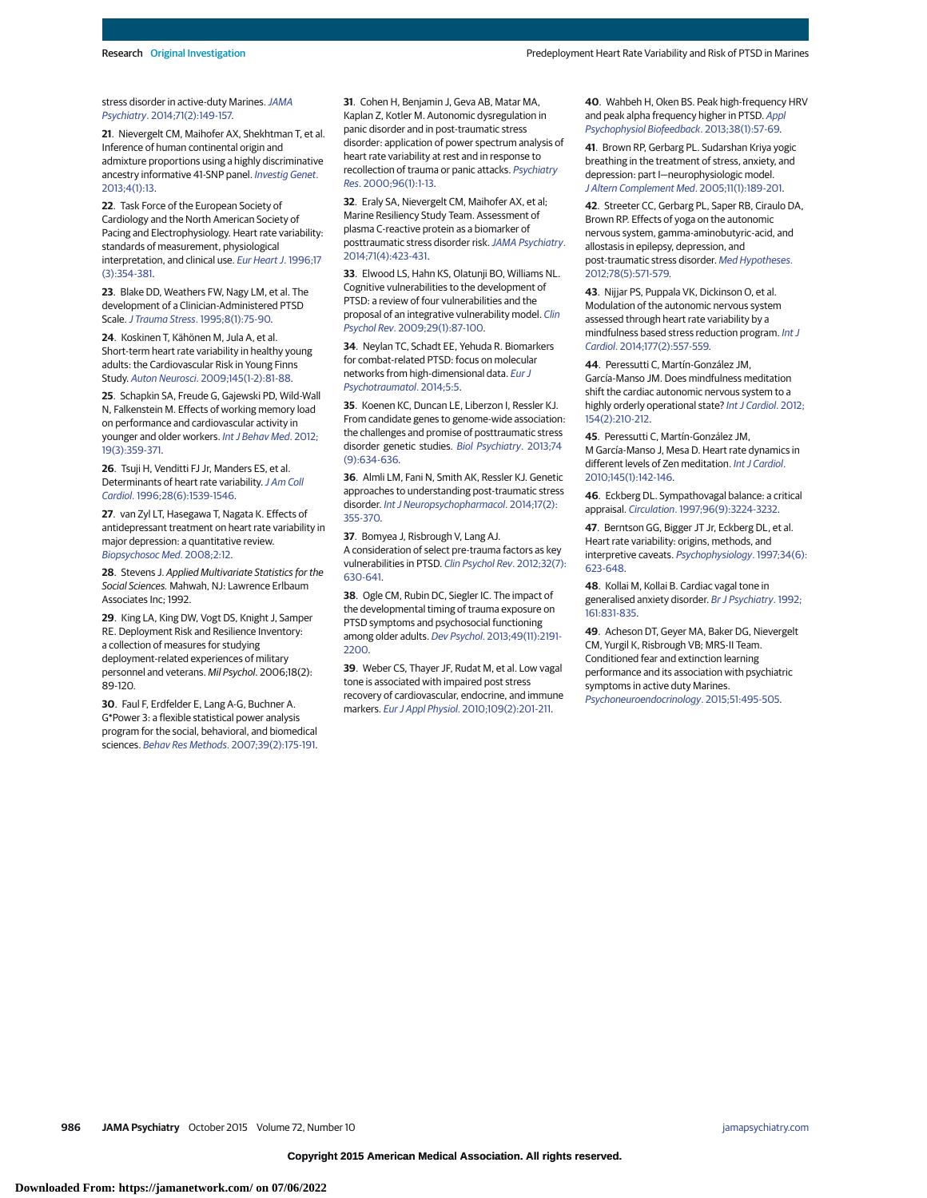stress disorder in active-duty Marines. *JAMA Psychiatry*. 2014;71(2):149-157.

21. Nievergelt CM, Maihofer AX, Shekhtman T, et al. Inference of human continental origin and admixture proportions using a highly discriminative ancestry informative 41-SNP panel. *Investig Genet*. 2013;4(1):13.

22. Task Force of the European Society of Cardiology and the North American Society of Pacing and Electrophysiology. Heart rate variability: standards of measurement, physiological interpretation, and clinical use. *Eur Heart J*. 1996;17(3):354-381.

23. Blake DD, Weathers FW, Nagy LM, et al. The development of a Clinician-Administered PTSD Scale. *J Trauma Stress*. 1995;8(1):75-90.

24. Koskinen T, Kähönen M, Jula A, et al. Short-term heart rate variability in healthy young adults: the Cardiovascular Risk in Young Finns Study. *Auton Neurosci*. 2009;145(1-2):81-88.

25. Schapkin SA, Freude G, Gajewski PD, Wild-Wall N, Falkenstein M. Effects of working memory load on performance and cardiovascular activity in younger and older workers. *Int J Behav Med*. 2012;19(3):359-371.

26. Tsuji H, Venditti FJ Jr, Manders ES, et al. Determinants of heart rate variability. *J Am Coll Cardiol*. 1996;28(6):1539-1546.

27. van Zyl LT, Hasegawa T, Nagata K. Effects of antidepressant treatment on heart rate variability in major depression: a quantitative review. *Biopsychosoc Med*. 2008;2:12.

28. Stevens J. *Applied Multivariate Statistics for the Social Sciences.* Mahwah, NJ: Lawrence Erlbaum Associates Inc; 1992.

29. King LA, King DW, Vogt DS, Knight J, Samper RE. Deployment Risk and Resilience Inventory: a collection of measures for studying deployment-related experiences of military personnel and veterans. *Mil Psychol*. 2006;18(2):89-120.

30. Faul F, Erdfelder E, Lang A-G, Buchner A. G*Power 3: a flexible statistical power analysis program for the social, behavioral, and biomedical sciences. *Behav Res Methods*. 2007;39(2):175-191.

31. Cohen H, Benjamin J, Geva AB, Matar MA, Kaplan Z, Kotler M. Autonomic dysregulation in panic disorder and in post-traumatic stress disorder: application of power spectrum analysis of heart rate variability at rest and in response to recollection of trauma or panic attacks. *Psychiatry Res*. 2000;96(1):1-13.

32. Eraly SA, Nievergelt CM, Maihofer AX, et al; Marine Resiliency Study Team. Assessment of plasma C-reactive protein as a biomarker of posttraumatic stress disorder risk. *JAMA Psychiatry*. 2014;71(4):423-431.

33. Elwood LS, Hahn KS, Olatunji BO, Williams NL. Cognitive vulnerabilities to the development of PTSD: a review of four vulnerabilities and the proposal of an integrative vulnerability model. *Clin Psychol Rev*. 2009;29(1):87-100.

34. Neylan TC, Schadt EE, Yehuda R. Biomarkers for combat-related PTSD: focus on molecular networks from high-dimensional data. *Eur J Psychotraumatol*. 2014;5:5.

35. Koenen KC, Duncan LE, Liberzon I, Ressler KJ. From candidate genes to genome-wide association: the challenges and promise of posttraumatic stress disorder genetic studies. *Biol Psychiatry*. 2013;74(9):634-636.

36. Almli LM, Fani N, Smith AK, Ressler KJ. Genetic approaches to understanding post-traumatic stress disorder. *Int J Neuropsychopharmacol*. 2014;17(2):355-370.

37. Bomyea J, Risbrough V, Lang AJ. A consideration of select pre-trauma factors as key vulnerabilities in PTSD. *Clin Psychol Rev*. 2012;32(7):630-641.

38. Ogle CM, Rubin DC, Siegler IC. The impact of the developmental timing of trauma exposure on PTSD symptoms and psychosocial functioning among older adults. *Dev Psychol*. 2013;49(11):2191-2200.

39. Weber CS, Thayer JF, Rudat M, et al. Low vagal tone is associated with impaired post stress recovery of cardiovascular, endocrine, and immune markers. *Eur J Appl Physiol*. 2010;109(2):201-211.

40. Wahbeh H, Oken BS. Peak high-frequency HRV and peak alpha frequency higher in PTSD. *Appl Psychophysiol Biofeedback*. 2013;38(1):57-69.

41. Brown RP, Gerbarg PL. Sudarshan Kriya yogic breathing in the treatment of stress, anxiety, and depression: part I—neurophysiologic model. *J Altern Complement Med*. 2005;11(1):189-201.

42. Streeter CC, Gerbarg PL, Saper RB, Ciraulo DA, Brown RP. Effects of yoga on the autonomic nervous system, gamma-aminobutyric-acid, and allostasis in epilepsy, depression, and post-traumatic stress disorder. *Med Hypotheses*. 2012;78(5):571-579.

43. Nijjar PS, Puppala VK, Dickinson O, et al. Modulation of the autonomic nervous system assessed through heart rate variability by a mindfulness based stress reduction program. *Int J Cardiol*. 2014;177(2):557-559.

44. Peressutti C, Martín-González JM, García-Manso JM. Does mindfulness meditation shift the cardiac autonomic nervous system to a highly orderly operational state? *Int J Cardiol*. 2012;154(2):210-212.

45. Peressutti C, Martín-González JM, M García-Manso J, Mesa D. Heart rate dynamics in different levels of Zen meditation. *Int J Cardiol*. 2010;145(1):142-146.

46. Eckberg DL. Sympathovagal balance: a critical appraisal. *Circulation*. 1997;96(9):3224-3232.

47. Berntson GG, Bigger JT Jr, Eckberg DL, et al. Heart rate variability: origins, methods, and interpretive caveats. *Psychophysiology*. 1997;34(6):623-648.

48. Kollai M, Kollai B. Cardiac vagal tone in generalised anxiety disorder. *Br J Psychiatry*. 1992;161:831-835.

49. Acheson DT, Geyer MA, Baker DG, Nievergelt CM, Yurgil K, Risbrough VB; MRS-II Team. Conditioned fear and extinction learning performance and its association with psychiatric symptoms in active duty Marines. *Psychoneuroendocrinology*. 2015;51:495-505.